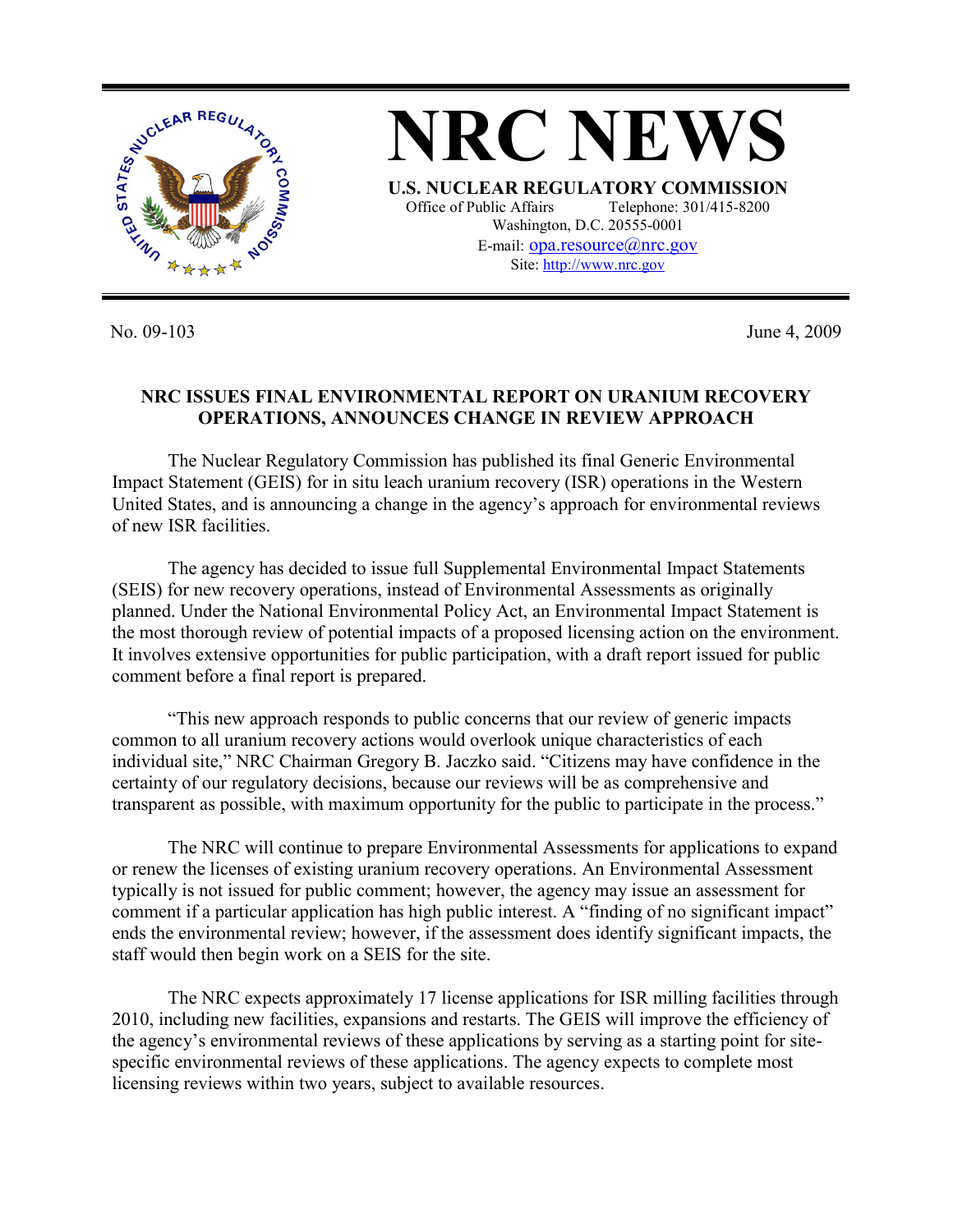# NRC NEWS

**U.S. NUCLEAR REGULATORY COMMISSION**

Office of Public Affairs Telephone: 301/415-8200
Washington, D.C. 20555-0001
E-mail: opa.resource@nrc.gov
Site: http://www.nrc.gov

No. 09-103 June 4, 2009

## NRC ISSUES FINAL ENVIRONMENTAL REPORT ON URANIUM RECOVERY OPERATIONS, ANNOUNCES CHANGE IN REVIEW APPROACH

The Nuclear Regulatory Commission has published its final Generic Environmental Impact Statement (GEIS) for in situ leach uranium recovery (ISR) operations in the Western United States, and is announcing a change in the agency's approach for environmental reviews of new ISR facilities.

The agency has decided to issue full Supplemental Environmental Impact Statements (SEIS) for new recovery operations, instead of Environmental Assessments as originally planned. Under the National Environmental Policy Act, an Environmental Impact Statement is the most thorough review of potential impacts of a proposed licensing action on the environment. It involves extensive opportunities for public participation, with a draft report issued for public comment before a final report is prepared.

"This new approach responds to public concerns that our review of generic impacts common to all uranium recovery actions would overlook unique characteristics of each individual site," NRC Chairman Gregory B. Jaczko said. "Citizens may have confidence in the certainty of our regulatory decisions, because our reviews will be as comprehensive and transparent as possible, with maximum opportunity for the public to participate in the process."

The NRC will continue to prepare Environmental Assessments for applications to expand or renew the licenses of existing uranium recovery operations. An Environmental Assessment typically is not issued for public comment; however, the agency may issue an assessment for comment if a particular application has high public interest. A "finding of no significant impact" ends the environmental review; however, if the assessment does identify significant impacts, the staff would then begin work on a SEIS for the site.

The NRC expects approximately 17 license applications for ISR milling facilities through 2010, including new facilities, expansions and restarts. The GEIS will improve the efficiency of the agency's environmental reviews of these applications by serving as a starting point for site-specific environmental reviews of these applications. The agency expects to complete most licensing reviews within two years, subject to available resources.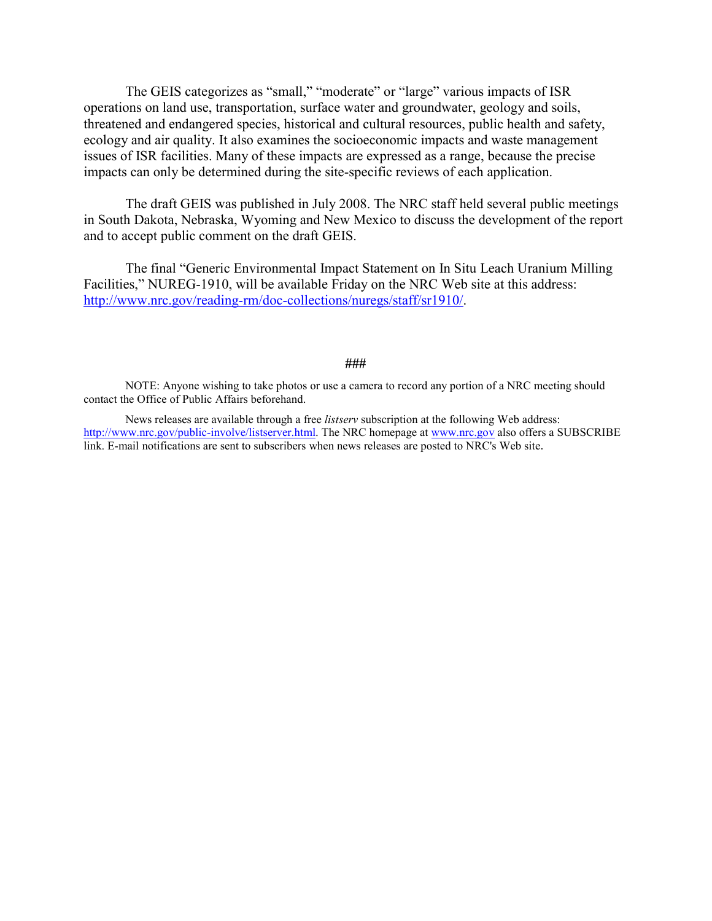The GEIS categorizes as "small," "moderate" or "large" various impacts of ISR operations on land use, transportation, surface water and groundwater, geology and soils, threatened and endangered species, historical and cultural resources, public health and safety, ecology and air quality. It also examines the socioeconomic impacts and waste management issues of ISR facilities. Many of these impacts are expressed as a range, because the precise impacts can only be determined during the site-specific reviews of each application.

The draft GEIS was published in July 2008. The NRC staff held several public meetings in South Dakota, Nebraska, Wyoming and New Mexico to discuss the development of the report and to accept public comment on the draft GEIS.

The final "Generic Environmental Impact Statement on In Situ Leach Uranium Milling Facilities," NUREG-1910, will be available Friday on the NRC Web site at this address: http://www.nrc.gov/reading-rm/doc-collections/nuregs/staff/sr1910/.

###

NOTE: Anyone wishing to take photos or use a camera to record any portion of a NRC meeting should contact the Office of Public Affairs beforehand.

News releases are available through a free *listserv* subscription at the following Web address: http://www.nrc.gov/public-involve/listserver.html. The NRC homepage at www.nrc.gov also offers a SUBSCRIBE link. E-mail notifications are sent to subscribers when news releases are posted to NRC's Web site.